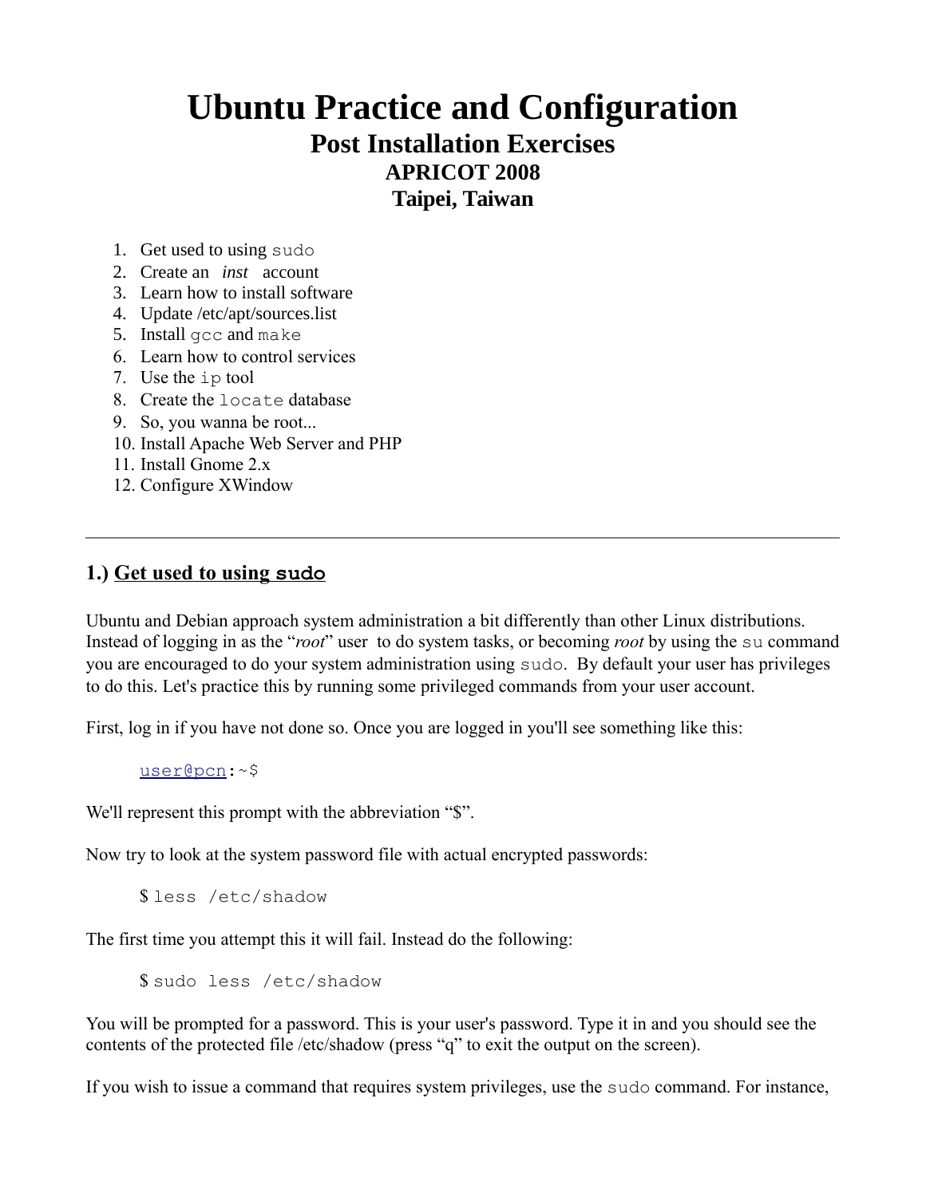# Ubuntu Practice and Configuration

## Post Installation Exercises

### APRICOT 2008

### Taipei, Taiwan

1. Get used to using `sudo`
2. Create an *inst* account
3. Learn how to install software
4. Update /etc/apt/sources.list
5. Install `gcc` and `make`
6. Learn how to control services
7. Use the `ip` tool
8. Create the `locate` database
9. So, you wanna be root...
10. Install Apache Web Server and PHP
11. Install Gnome 2.x
12. Configure XWindow

---

## 1.) Get used to using `sudo`

Ubuntu and Debian approach system administration a bit differently than other Linux distributions. Instead of logging in as the "*root*" user to do system tasks, or becoming *root* by using the `su` command you are encouraged to do your system administration using `sudo`. By default your user has privileges to do this. Let's practice this by running some privileged commands from your user account.

First, log in if you have not done so. Once you are logged in you'll see something like this:

```
user@pcn:~$
```

We'll represent this prompt with the abbreviation "$".

Now try to look at the system password file with actual encrypted passwords:

```
$ less /etc/shadow
```

The first time you attempt this it will fail. Instead do the following:

```
$ sudo less /etc/shadow
```

You will be prompted for a password. This is your user's password. Type it in and you should see the contents of the protected file /etc/shadow (press "q" to exit the output on the screen).

If you wish to issue a command that requires system privileges, use the `sudo` command. For instance,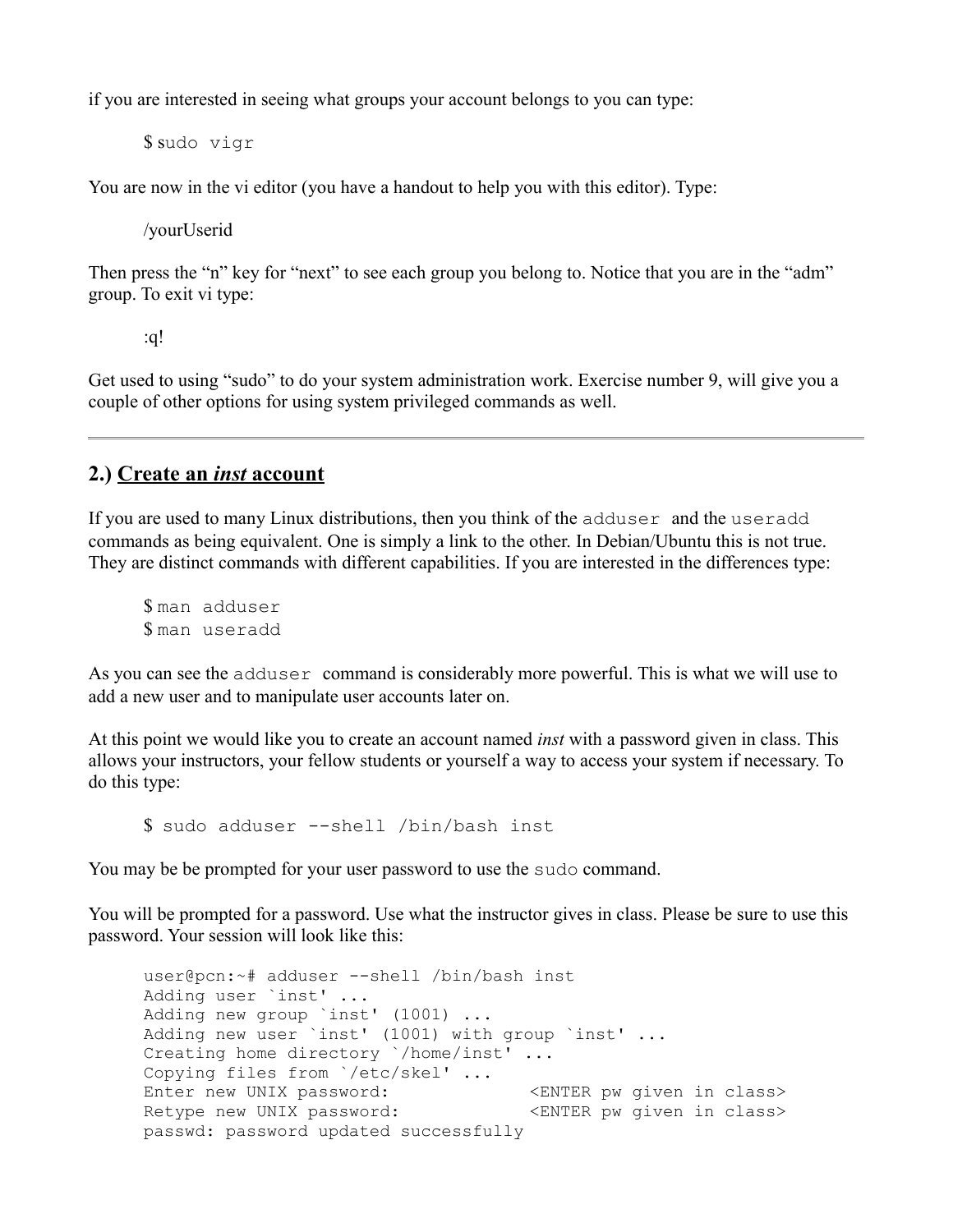if you are interested in seeing what groups your account belongs to you can type:

```
$ sudo vigr
```

You are now in the vi editor (you have a handout to help you with this editor). Type:

```
/yourUserid
```

Then press the "n" key for "next" to see each group you belong to. Notice that you are in the "adm" group. To exit vi type:

```
:q!
```

Get used to using "sudo" to do your system administration work. Exercise number 9, will give you a couple of other options for using system privileged commands as well.

---

## 2.) Create an *inst* account

If you are used to many Linux distributions, then you think of the `adduser` and the `useradd` commands as being equivalent. One is simply a link to the other. In Debian/Ubuntu this is not true. They are distinct commands with different capabilities. If you are interested in the differences type:

```
$ man adduser
$ man useradd
```

As you can see the `adduser` command is considerably more powerful. This is what we will use to add a new user and to manipulate user accounts later on.

At this point we would like you to create an account named *inst* with a password given in class. This allows your instructors, your fellow students or yourself a way to access your system if necessary. To do this type:

```
$ sudo adduser --shell /bin/bash inst
```

You may be be prompted for your user password to use the `sudo` command.

You will be prompted for a password. Use what the instructor gives in class. Please be sure to use this password. Your session will look like this:

```
user@pcn:~# adduser --shell /bin/bash inst
Adding user `inst' ...
Adding new group `inst' (1001) ...
Adding new user `inst' (1001) with group `inst' ...
Creating home directory `/home/inst' ...
Copying files from `/etc/skel' ...
Enter new UNIX password:              <ENTER pw given in class>
Retype new UNIX password:             <ENTER pw given in class>
passwd: password updated successfully
```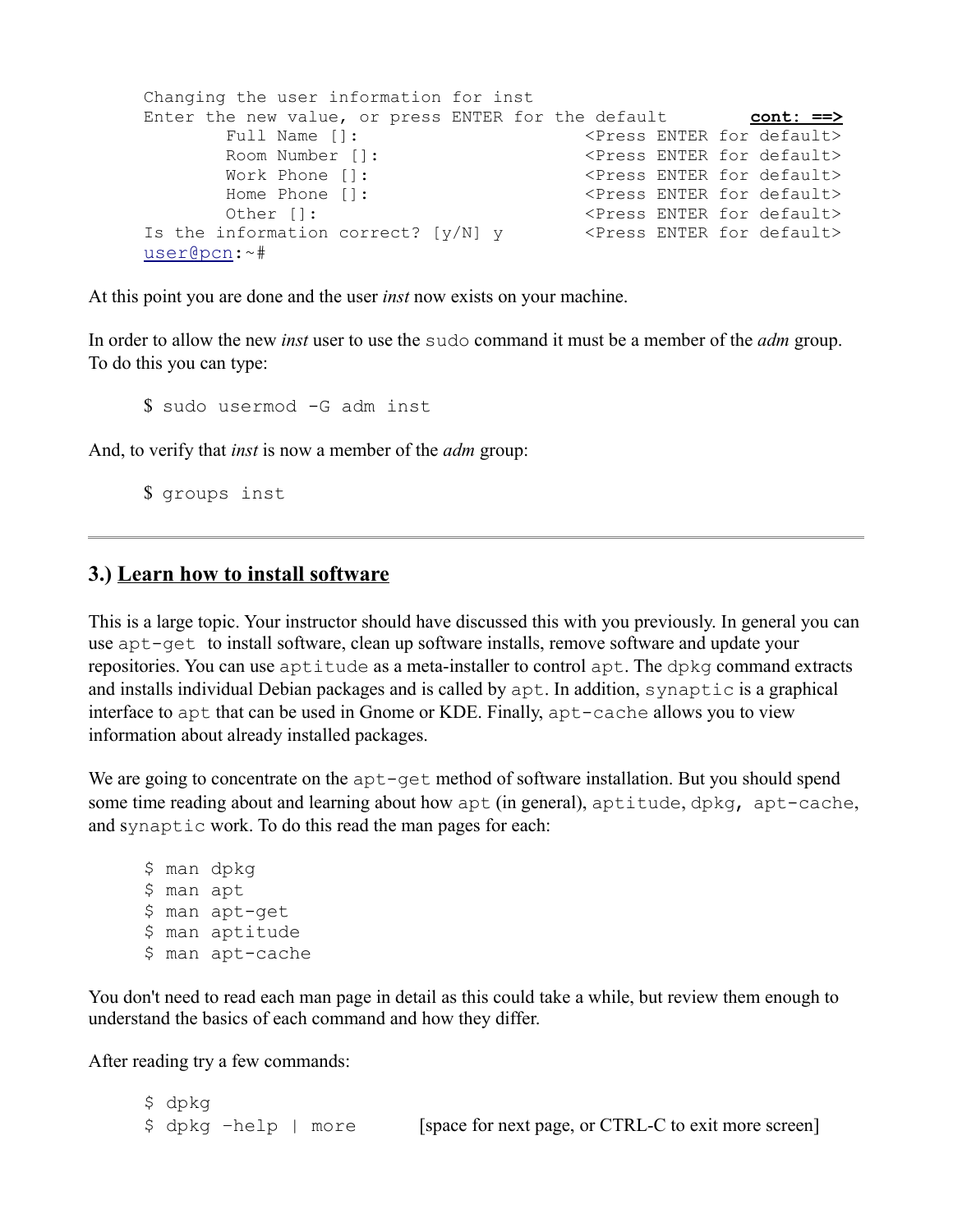```
Changing the user information for inst
Enter the new value, or press ENTER for the default        cont: ==>
        Full Name []:                       <Press ENTER for default>
        Room Number []:                     <Press ENTER for default>
        Work Phone []:                      <Press ENTER for default>
        Home Phone []:                      <Press ENTER for default>
        Other []:                           <Press ENTER for default>
Is the information correct? [y/N] y         <Press ENTER for default>
user@pcn:~#
```

At this point you are done and the user *inst* now exists on your machine.

In order to allow the new *inst* user to use the `sudo` command it must be a member of the *adm* group. To do this you can type:

```
$ sudo usermod -G adm inst
```

And, to verify that *inst* is now a member of the *adm* group:

```
$ groups inst
```

---

## 3.) Learn how to install software

This is a large topic. Your instructor should have discussed this with you previously. In general you can use `apt-get` to install software, clean up software installs, remove software and update your repositories. You can use `aptitude` as a meta-installer to control `apt`. The `dpkg` command extracts and installs individual Debian packages and is called by `apt`. In addition, `synaptic` is a graphical interface to `apt` that can be used in Gnome or KDE. Finally, `apt-cache` allows you to view information about already installed packages.

We are going to concentrate on the `apt-get` method of software installation. But you should spend some time reading about and learning about how `apt` (in general), `aptitude`, `dpkg`, `apt-cache`, and `synaptic` work. To do this read the man pages for each:

```
$ man dpkg
$ man apt
$ man apt-get
$ man aptitude
$ man apt-cache
```

You don't need to read each man page in detail as this could take a while, but review them enough to understand the basics of each command and how they differ.

After reading try a few commands:

```
$ dpkg
$ dpkg –help | more        [space for next page, or CTRL-C to exit more screen]
```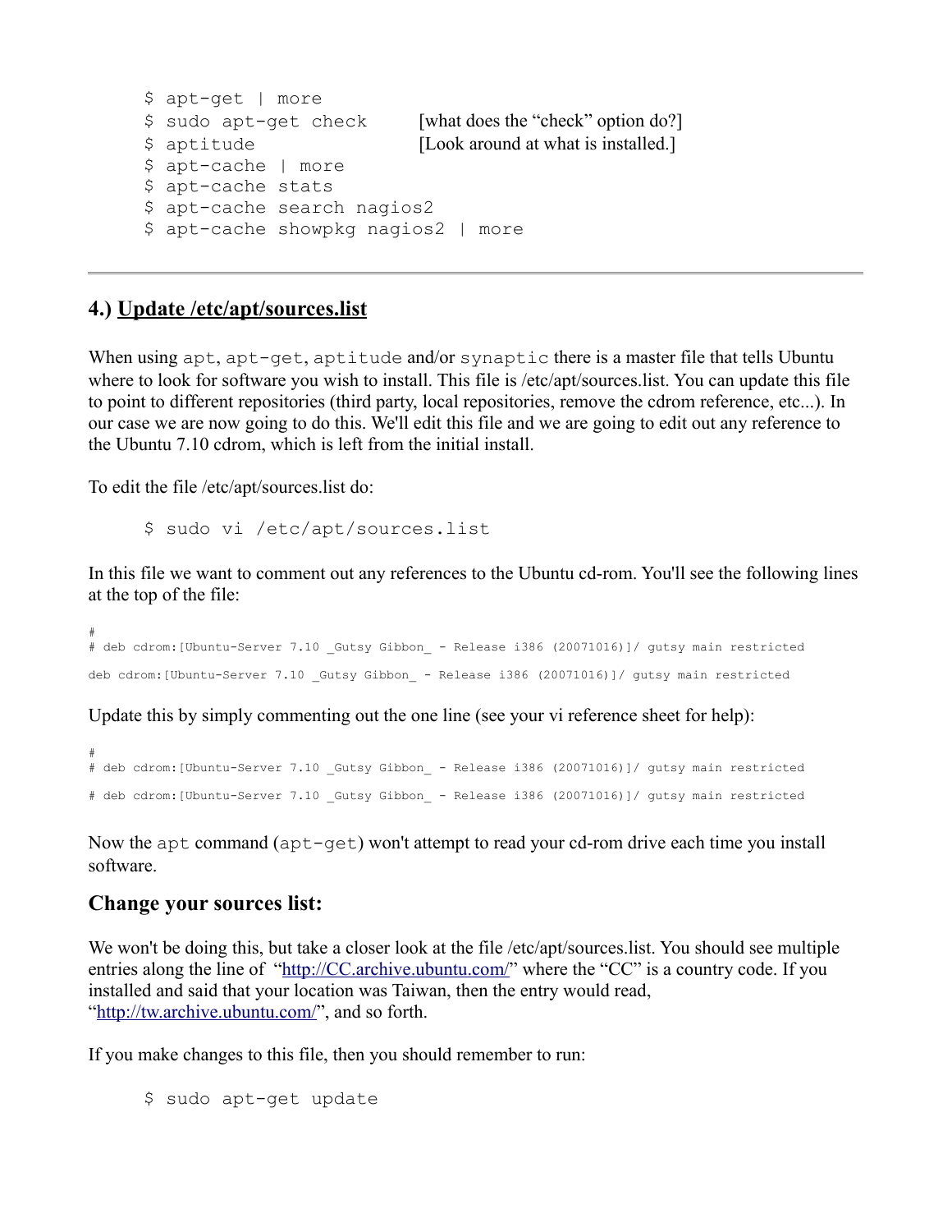```
$ apt-get | more
$ sudo apt-get check        [what does the "check" option do?]
$ aptitude                  [Look around at what is installed.]
$ apt-cache | more
$ apt-cache stats
$ apt-cache search nagios2
$ apt-cache showpkg nagios2 | more
```

---

## 4.) Update /etc/apt/sources.list

When using apt, apt-get, aptitude and/or synaptic there is a master file that tells Ubuntu where to look for software you wish to install. This file is /etc/apt/sources.list. You can update this file to point to different repositories (third party, local repositories, remove the cdrom reference, etc...). In our case we are now going to do this. We'll edit this file and we are going to edit out any reference to the Ubuntu 7.10 cdrom, which is left from the initial install.

To edit the file /etc/apt/sources.list do:

```
$ sudo vi /etc/apt/sources.list
```

In this file we want to comment out any references to the Ubuntu cd-rom. You'll see the following lines at the top of the file:

```
#
# deb cdrom:[Ubuntu-Server 7.10 _Gutsy Gibbon_ - Release i386 (20071016)]/ gutsy main restricted

deb cdrom:[Ubuntu-Server 7.10 _Gutsy Gibbon_ - Release i386 (20071016)]/ gutsy main restricted
```

Update this by simply commenting out the one line (see your vi reference sheet for help):

```
#
# deb cdrom:[Ubuntu-Server 7.10 _Gutsy Gibbon_ - Release i386 (20071016)]/ gutsy main restricted

# deb cdrom:[Ubuntu-Server 7.10 _Gutsy Gibbon_ - Release i386 (20071016)]/ gutsy main restricted
```

Now the apt command (apt-get) won't attempt to read your cd-rom drive each time you install software.

### Change your sources list:

We won't be doing this, but take a closer look at the file /etc/apt/sources.list. You should see multiple entries along the line of "http://CC.archive.ubuntu.com/" where the "CC" is a country code. If you installed and said that your location was Taiwan, then the entry would read, "http://tw.archive.ubuntu.com/", and so forth.

If you make changes to this file, then you should remember to run:

```
$ sudo apt-get update
```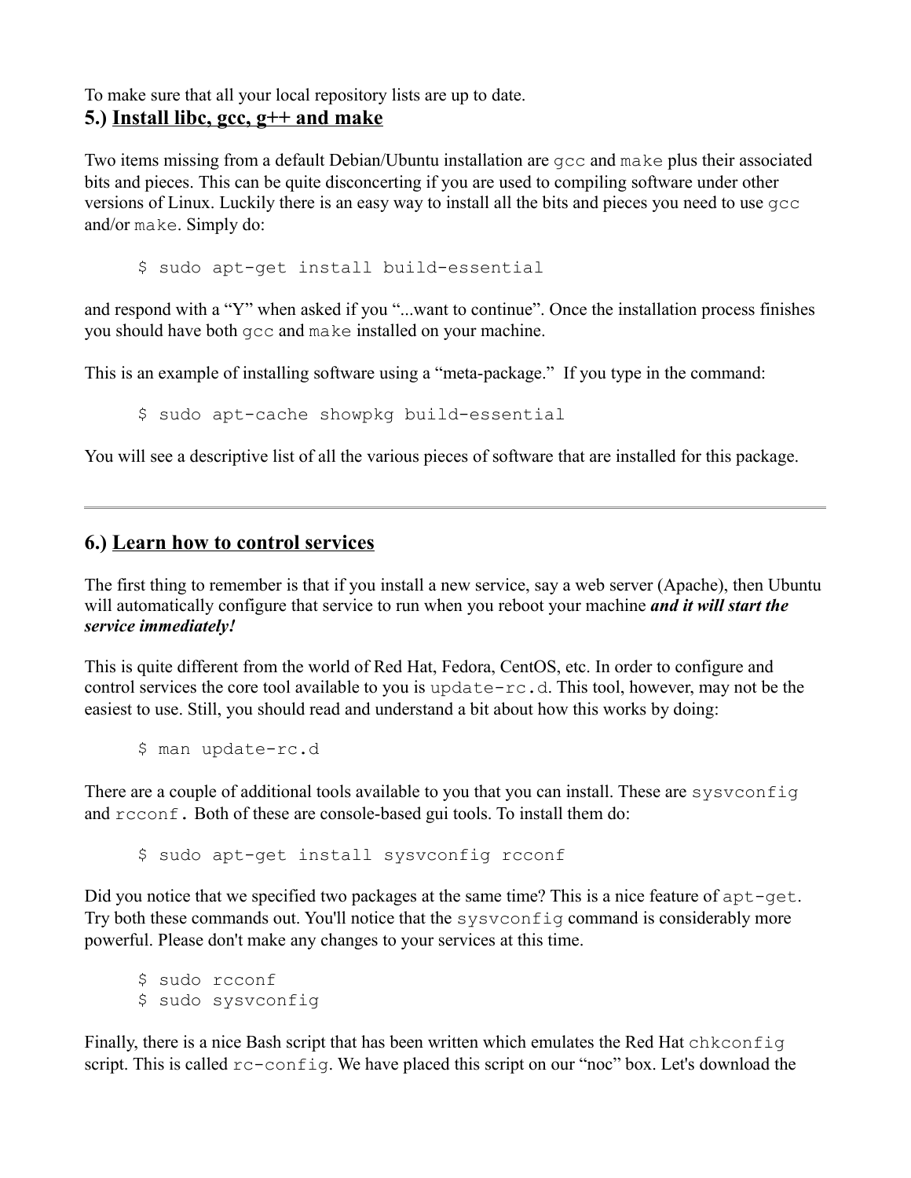To make sure that all your local repository lists are up to date.

## 5.) Install libc, gcc, g++ and make

Two items missing from a default Debian/Ubuntu installation are `gcc` and `make` plus their associated bits and pieces. This can be quite disconcerting if you are used to compiling software under other versions of Linux. Luckily there is an easy way to install all the bits and pieces you need to use `gcc` and/or `make`. Simply do:

```
$ sudo apt-get install build-essential
```

and respond with a "Y" when asked if you "...want to continue". Once the installation process finishes you should have both `gcc` and `make` installed on your machine.

This is an example of installing software using a "meta-package." If you type in the command:

```
$ sudo apt-cache showpkg build-essential
```

You will see a descriptive list of all the various pieces of software that are installed for this package.

---

## 6.) Learn how to control services

The first thing to remember is that if you install a new service, say a web server (Apache), then Ubuntu will automatically configure that service to run when you reboot your machine ***and it will start the service immediately!***

This is quite different from the world of Red Hat, Fedora, CentOS, etc. In order to configure and control services the core tool available to you is `update-rc.d`. This tool, however, may not be the easiest to use. Still, you should read and understand a bit about how this works by doing:

```
$ man update-rc.d
```

There are a couple of additional tools available to you that you can install. These are `sysvconfig` and `rcconf.` Both of these are console-based gui tools. To install them do:

```
$ sudo apt-get install sysvconfig rcconf
```

Did you notice that we specified two packages at the same time? This is a nice feature of `apt-get`. Try both these commands out. You'll notice that the `sysvconfig` command is considerably more powerful. Please don't make any changes to your services at this time.

```
$ sudo rcconf
$ sudo sysvconfig
```

Finally, there is a nice Bash script that has been written which emulates the Red Hat `chkconfig` script. This is called `rc-config`. We have placed this script on our "noc" box. Let's download the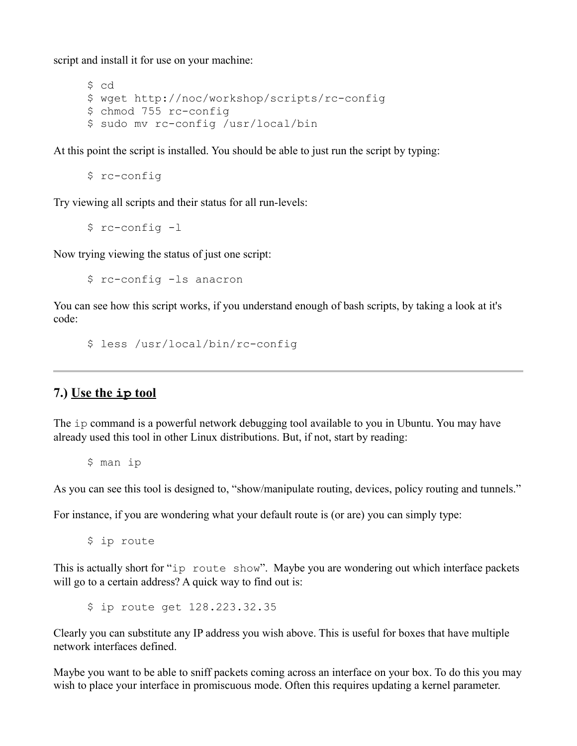script and install it for use on your machine:

```
$ cd
$ wget http://noc/workshop/scripts/rc-config
$ chmod 755 rc-config
$ sudo mv rc-config /usr/local/bin
```

At this point the script is installed. You should be able to just run the script by typing:

```
$ rc-config
```

Try viewing all scripts and their status for all run-levels:

```
$ rc-config -l
```

Now trying viewing the status of just one script:

```
$ rc-config -ls anacron
```

You can see how this script works, if you understand enough of bash scripts, by taking a look at it's code:

```
$ less /usr/local/bin/rc-config
```

---

## 7.) Use the `ip` tool

The `ip` command is a powerful network debugging tool available to you in Ubuntu. You may have already used this tool in other Linux distributions. But, if not, start by reading:

```
$ man ip
```

As you can see this tool is designed to, "show/manipulate routing, devices, policy routing and tunnels."

For instance, if you are wondering what your default route is (or are) you can simply type:

```
$ ip route
```

This is actually short for "`ip route show`". Maybe you are wondering out which interface packets will go to a certain address? A quick way to find out is:

```
$ ip route get 128.223.32.35
```

Clearly you can substitute any IP address you wish above. This is useful for boxes that have multiple network interfaces defined.

Maybe you want to be able to sniff packets coming across an interface on your box. To do this you may wish to place your interface in promiscuous mode. Often this requires updating a kernel parameter.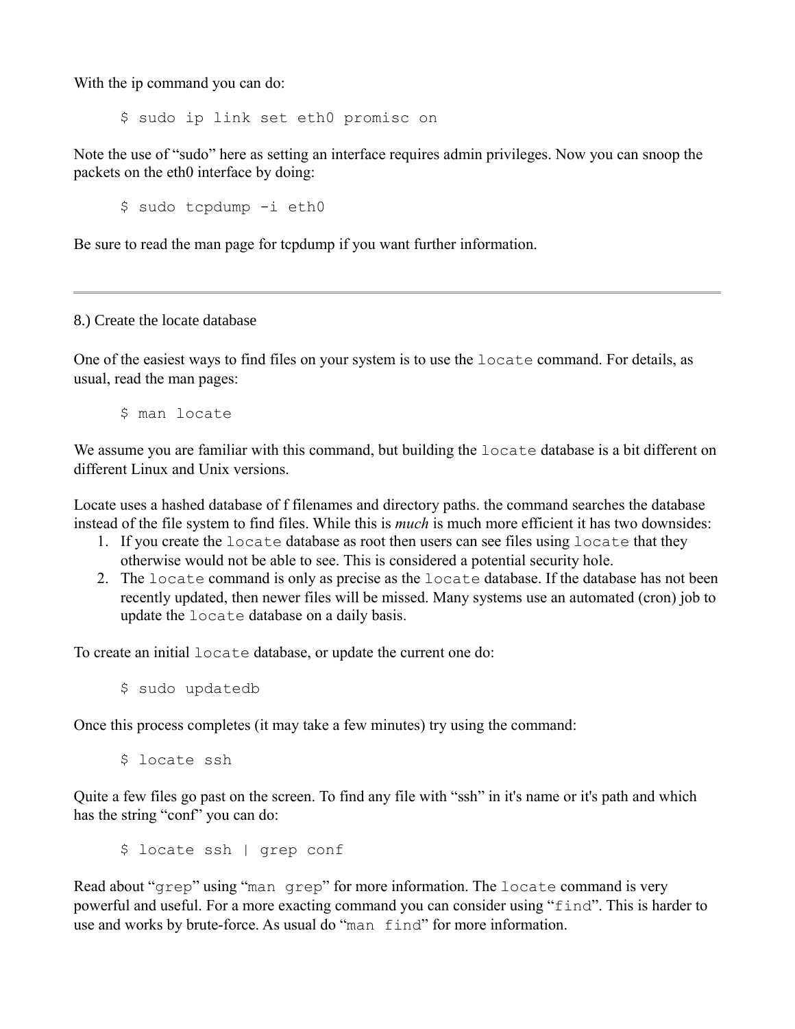With the ip command you can do:

```
$ sudo ip link set eth0 promisc on
```

Note the use of "sudo" here as setting an interface requires admin privileges. Now you can snoop the packets on the eth0 interface by doing:

```
$ sudo tcpdump -i eth0
```

Be sure to read the man page for tcpdump if you want further information.

---

8.) Create the locate database

One of the easiest ways to find files on your system is to use the `locate` command. For details, as usual, read the man pages:

```
$ man locate
```

We assume you are familiar with this command, but building the `locate` database is a bit different on different Linux and Unix versions.

Locate uses a hashed database of f filenames and directory paths. the command searches the database instead of the file system to find files. While this is *much* is much more efficient it has two downsides:

1. If you create the `locate` database as root then users can see files using `locate` that they otherwise would not be able to see. This is considered a potential security hole.
2. The `locate` command is only as precise as the `locate` database. If the database has not been recently updated, then newer files will be missed. Many systems use an automated (cron) job to update the `locate` database on a daily basis.

To create an initial `locate` database, or update the current one do:

```
$ sudo updatedb
```

Once this process completes (it may take a few minutes) try using the command:

```
$ locate ssh
```

Quite a few files go past on the screen. To find any file with "ssh" in it's name or it's path and which has the string "conf" you can do:

```
$ locate ssh | grep conf
```

Read about "`grep`" using "`man grep`" for more information. The `locate` command is very powerful and useful. For a more exacting command you can consider using "`find`". This is harder to use and works by brute-force. As usual do "`man find`" for more information.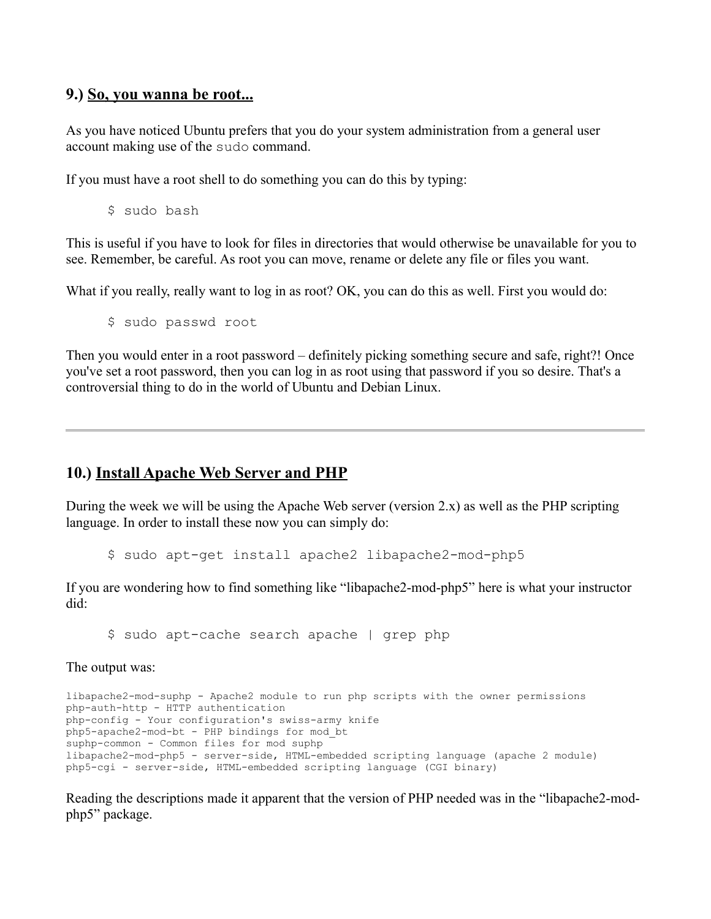## 9.) <u>So, you wanna be root...</u>

As you have noticed Ubuntu prefers that you do your system administration from a general user account making use of the `sudo` command.

If you must have a root shell to do something you can do this by typing:

```
$ sudo bash
```

This is useful if you have to look for files in directories that would otherwise be unavailable for you to see. Remember, be careful. As root you can move, rename or delete any file or files you want.

What if you really, really want to log in as root? OK, you can do this as well. First you would do:

```
$ sudo passwd root
```

Then you would enter in a root password – definitely picking something secure and safe, right?! Once you've set a root password, then you can log in as root using that password if you so desire. That's a controversial thing to do in the world of Ubuntu and Debian Linux.

---

## 10.) <u>Install Apache Web Server and PHP</u>

During the week we will be using the Apache Web server (version 2.x) as well as the PHP scripting language. In order to install these now you can simply do:

```
$ sudo apt-get install apache2 libapache2-mod-php5
```

If you are wondering how to find something like "libapache2-mod-php5" here is what your instructor did:

```
$ sudo apt-cache search apache | grep php
```

The output was:

```
libapache2-mod-suphp - Apache2 module to run php scripts with the owner permissions
php-auth-http - HTTP authentication
php-config - Your configuration's swiss-army knife
php5-apache2-mod-bt - PHP bindings for mod_bt
suphp-common - Common files for mod suphp
libapache2-mod-php5 - server-side, HTML-embedded scripting language (apache 2 module)
php5-cgi - server-side, HTML-embedded scripting language (CGI binary)
```

Reading the descriptions made it apparent that the version of PHP needed was in the "libapache2-mod-php5" package.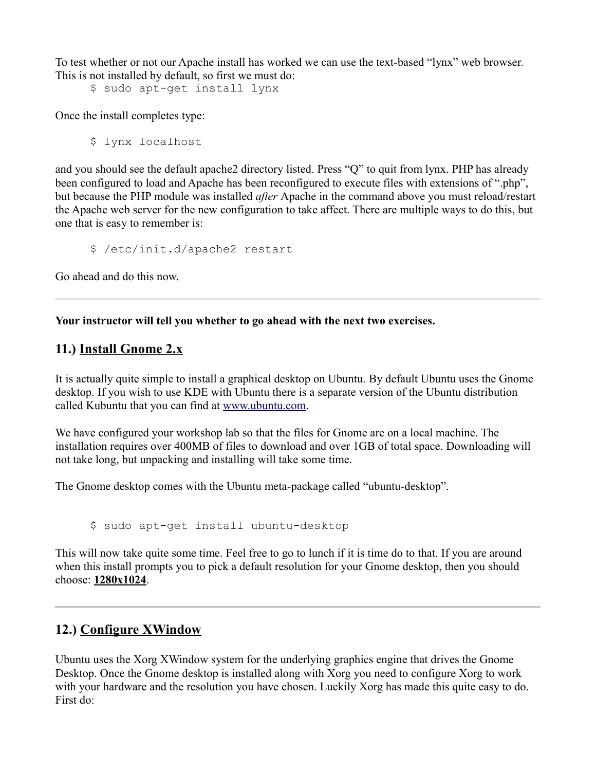To test whether or not our Apache install has worked we can use the text-based "lynx" web browser. This is not installed by default, so first we must do:

```
$ sudo apt-get install lynx
```

Once the install completes type:

```
$ lynx localhost
```

and you should see the default apache2 directory listed. Press "Q" to quit from lynx. PHP has already been configured to load and Apache has been reconfigured to execute files with extensions of ".php", but because the PHP module was installed *after* Apache in the command above you must reload/restart the Apache web server for the new configuration to take affect. There are multiple ways to do this, but one that is easy to remember is:

```
$ /etc/init.d/apache2 restart
```

Go ahead and do this now.

---

**Your instructor will tell you whether to go ahead with the next two exercises.**

## 11.) Install Gnome 2.x

It is actually quite simple to install a graphical desktop on Ubuntu. By default Ubuntu uses the Gnome desktop. If you wish to use KDE with Ubuntu there is a separate version of the Ubuntu distribution called Kubuntu that you can find at [www.ubuntu.com](www.ubuntu.com).

We have configured your workshop lab so that the files for Gnome are on a local machine. The installation requires over 400MB of files to download and over 1GB of total space. Downloading will not take long, but unpacking and installing will take some time.

The Gnome desktop comes with the Ubuntu meta-package called "ubuntu-desktop".

```
$ sudo apt-get install ubuntu-desktop
```

This will now take quite some time. Feel free to go to lunch if it is time do to that. If you are around when this install prompts you to pick a default resolution for your Gnome desktop, then you should choose: **1280x1024**.

---

## 12.) Configure XWindow

Ubuntu uses the Xorg XWindow system for the underlying graphics engine that drives the Gnome Desktop. Once the Gnome desktop is installed along with Xorg you need to configure Xorg to work with your hardware and the resolution you have chosen. Luckily Xorg has made this quite easy to do. First do: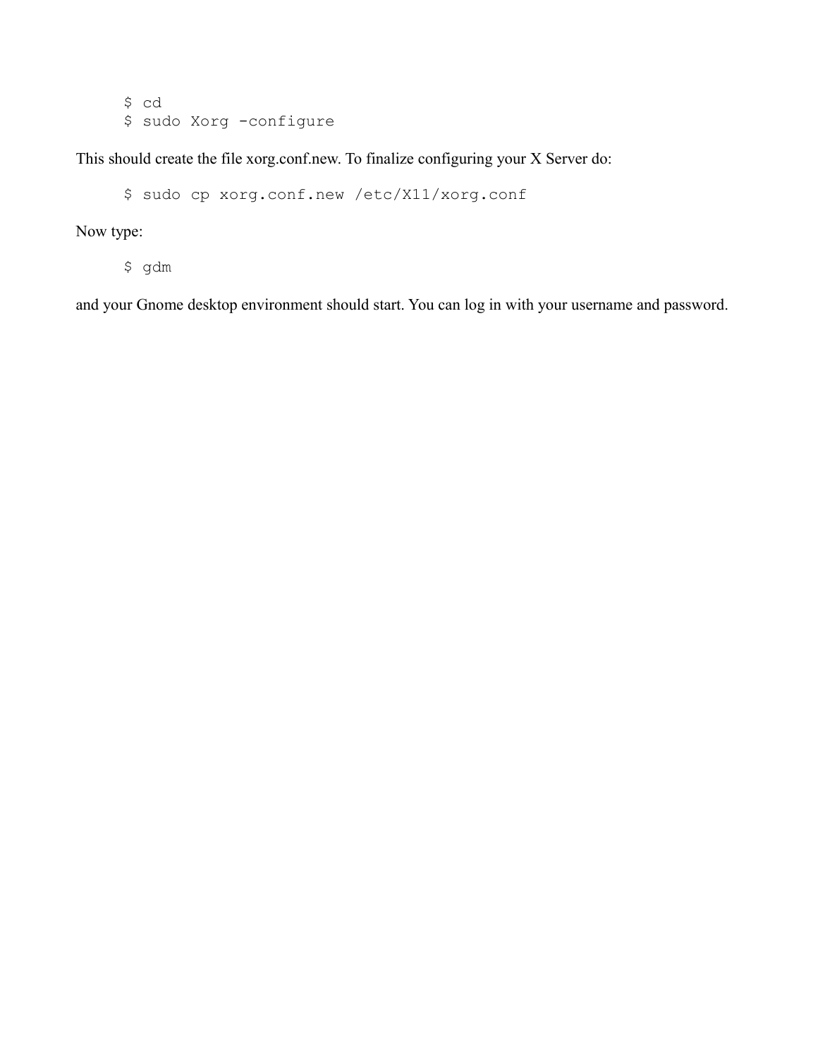```
$ cd
$ sudo Xorg -configure
```

This should create the file xorg.conf.new. To finalize configuring your X Server do:

```
$ sudo cp xorg.conf.new /etc/X11/xorg.conf
```

Now type:

```
$ gdm
```

and your Gnome desktop environment should start. You can log in with your username and password.